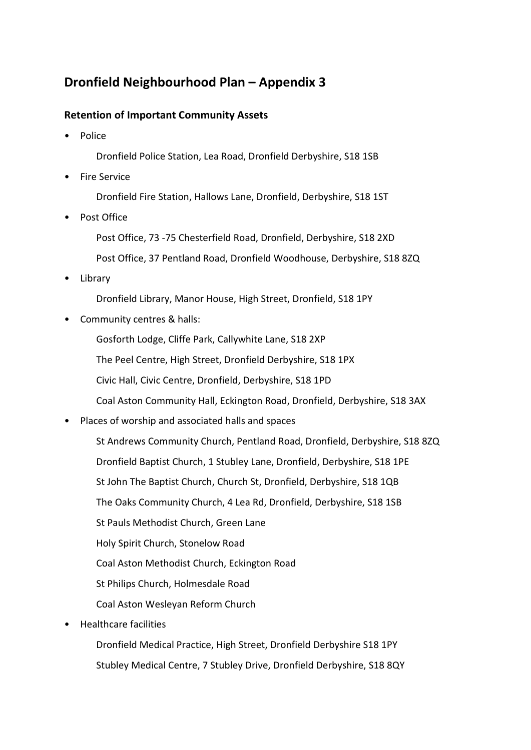# Dronfield Neighbourhood Plan – Appendix 3

## Retention of Important Community Assets

- Police

  Dronfield Police Station, Lea Road, Dronfield Derbyshire, S18 1SB

- Fire Service

  Dronfield Fire Station, Hallows Lane, Dronfield, Derbyshire, S18 1ST

- Post Office

  Post Office, 73 -75 Chesterfield Road, Dronfield, Derbyshire, S18 2XD

  Post Office, 37 Pentland Road, Dronfield Woodhouse, Derbyshire, S18 8ZQ

- Library

  Dronfield Library, Manor House, High Street, Dronfield, S18 1PY

- Community centres & halls:

  Gosforth Lodge, Cliffe Park, Callywhite Lane, S18 2XP

  The Peel Centre, High Street, Dronfield Derbyshire, S18 1PX

  Civic Hall, Civic Centre, Dronfield, Derbyshire, S18 1PD

  Coal Aston Community Hall, Eckington Road, Dronfield, Derbyshire, S18 3AX

- Places of worship and associated halls and spaces

  St Andrews Community Church, Pentland Road, Dronfield, Derbyshire, S18 8ZQ

  Dronfield Baptist Church, 1 Stubley Lane, Dronfield, Derbyshire, S18 1PE

  St John The Baptist Church, Church St, Dronfield, Derbyshire, S18 1QB

  The Oaks Community Church, 4 Lea Rd, Dronfield, Derbyshire, S18 1SB

  St Pauls Methodist Church, Green Lane

  Holy Spirit Church, Stonelow Road

  Coal Aston Methodist Church, Eckington Road

  St Philips Church, Holmesdale Road

  Coal Aston Wesleyan Reform Church

- Healthcare facilities

  Dronfield Medical Practice, High Street, Dronfield Derbyshire S18 1PY

  Stubley Medical Centre, 7 Stubley Drive, Dronfield Derbyshire, S18 8QY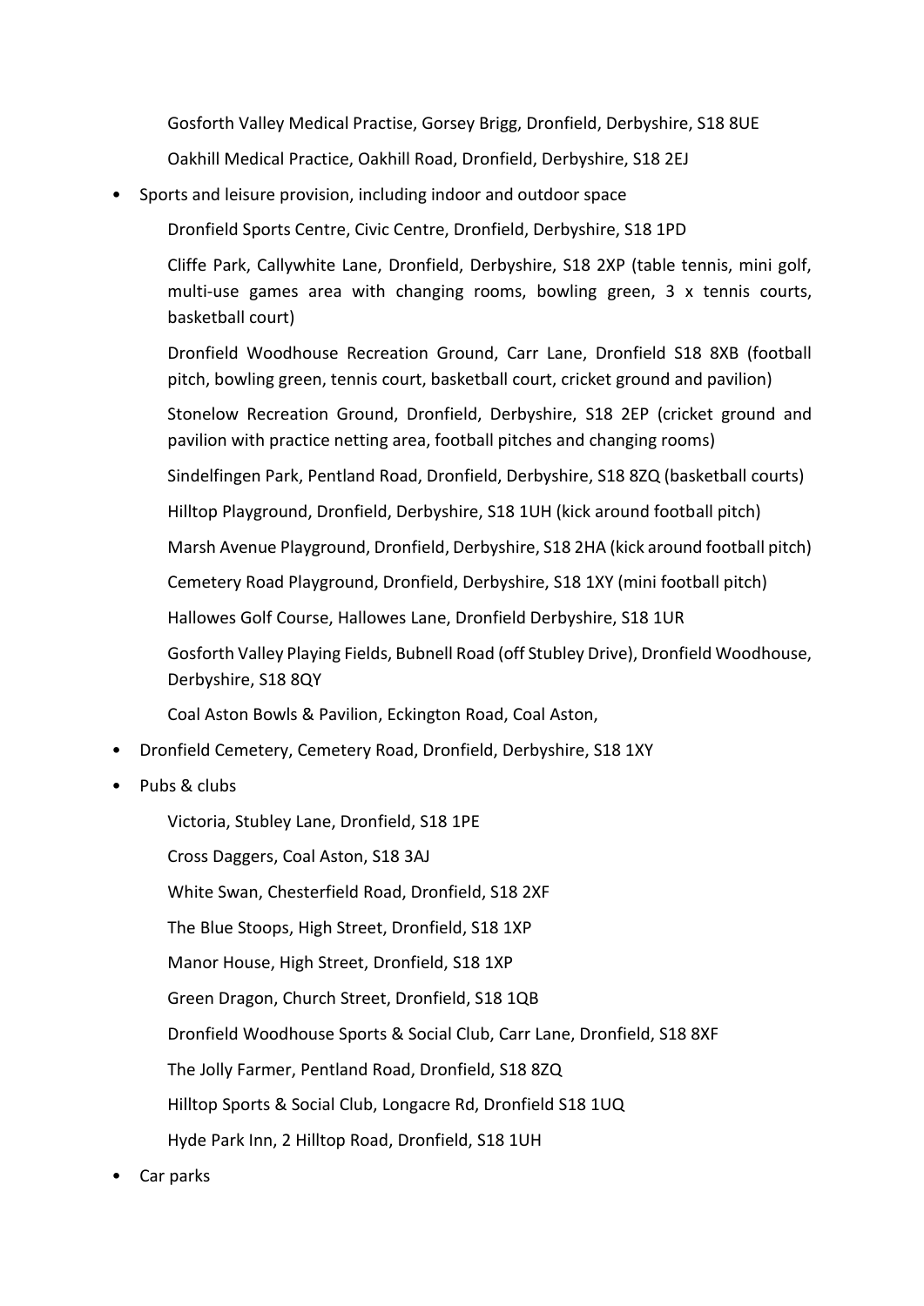Gosforth Valley Medical Practise, Gorsey Brigg, Dronfield, Derbyshire, S18 8UE

Oakhill Medical Practice, Oakhill Road, Dronfield, Derbyshire, S18 2EJ

- Sports and leisure provision, including indoor and outdoor space

  Dronfield Sports Centre, Civic Centre, Dronfield, Derbyshire, S18 1PD

  Cliffe Park, Callywhite Lane, Dronfield, Derbyshire, S18 2XP (table tennis, mini golf, multi-use games area with changing rooms, bowling green, 3 x tennis courts, basketball court)

  Dronfield Woodhouse Recreation Ground, Carr Lane, Dronfield S18 8XB (football pitch, bowling green, tennis court, basketball court, cricket ground and pavilion)

  Stonelow Recreation Ground, Dronfield, Derbyshire, S18 2EP (cricket ground and pavilion with practice netting area, football pitches and changing rooms)

  Sindelfingen Park, Pentland Road, Dronfield, Derbyshire, S18 8ZQ (basketball courts)

  Hilltop Playground, Dronfield, Derbyshire, S18 1UH (kick around football pitch)

  Marsh Avenue Playground, Dronfield, Derbyshire, S18 2HA (kick around football pitch)

  Cemetery Road Playground, Dronfield, Derbyshire, S18 1XY (mini football pitch)

  Hallowes Golf Course, Hallowes Lane, Dronfield Derbyshire, S18 1UR

  Gosforth Valley Playing Fields, Bubnell Road (off Stubley Drive), Dronfield Woodhouse, Derbyshire, S18 8QY

  Coal Aston Bowls & Pavilion, Eckington Road, Coal Aston,

- Dronfield Cemetery, Cemetery Road, Dronfield, Derbyshire, S18 1XY
- Pubs & clubs

  Victoria, Stubley Lane, Dronfield, S18 1PE

  Cross Daggers, Coal Aston, S18 3AJ

  White Swan, Chesterfield Road, Dronfield, S18 2XF

  The Blue Stoops, High Street, Dronfield, S18 1XP

  Manor House, High Street, Dronfield, S18 1XP

  Green Dragon, Church Street, Dronfield, S18 1QB

  Dronfield Woodhouse Sports & Social Club, Carr Lane, Dronfield, S18 8XF

  The Jolly Farmer, Pentland Road, Dronfield, S18 8ZQ

  Hilltop Sports & Social Club, Longacre Rd, Dronfield S18 1UQ

  Hyde Park Inn, 2 Hilltop Road, Dronfield, S18 1UH

- Car parks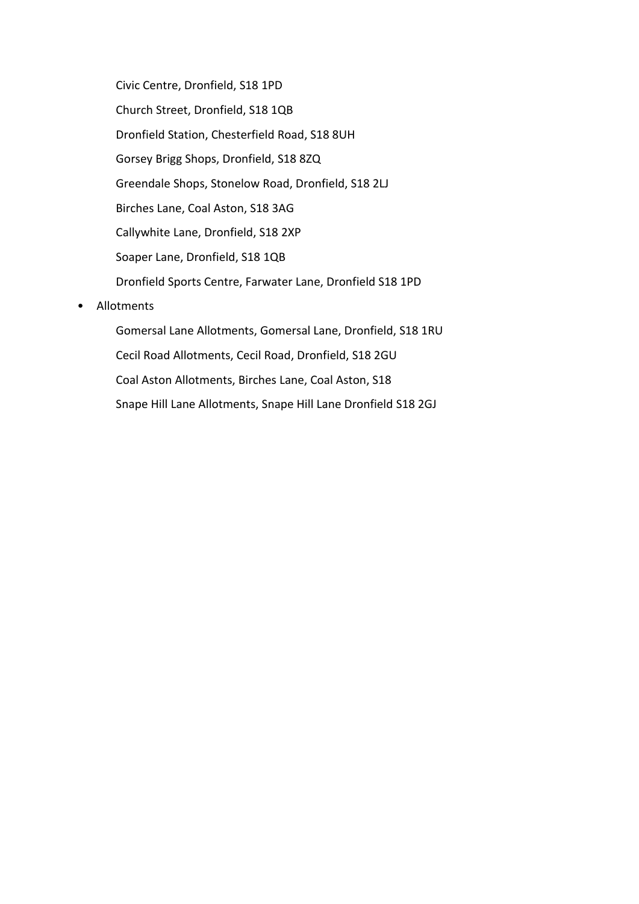Civic Centre, Dronfield, S18 1PD

Church Street, Dronfield, S18 1QB

Dronfield Station, Chesterfield Road, S18 8UH

Gorsey Brigg Shops, Dronfield, S18 8ZQ

Greendale Shops, Stonelow Road, Dronfield, S18 2LJ

Birches Lane, Coal Aston, S18 3AG

Callywhite Lane, Dronfield, S18 2XP

Soaper Lane, Dronfield, S18 1QB

Dronfield Sports Centre, Farwater Lane, Dronfield S18 1PD

- Allotments

  Gomersal Lane Allotments, Gomersal Lane, Dronfield, S18 1RU

  Cecil Road Allotments, Cecil Road, Dronfield, S18 2GU

  Coal Aston Allotments, Birches Lane, Coal Aston, S18

  Snape Hill Lane Allotments, Snape Hill Lane Dronfield S18 2GJ